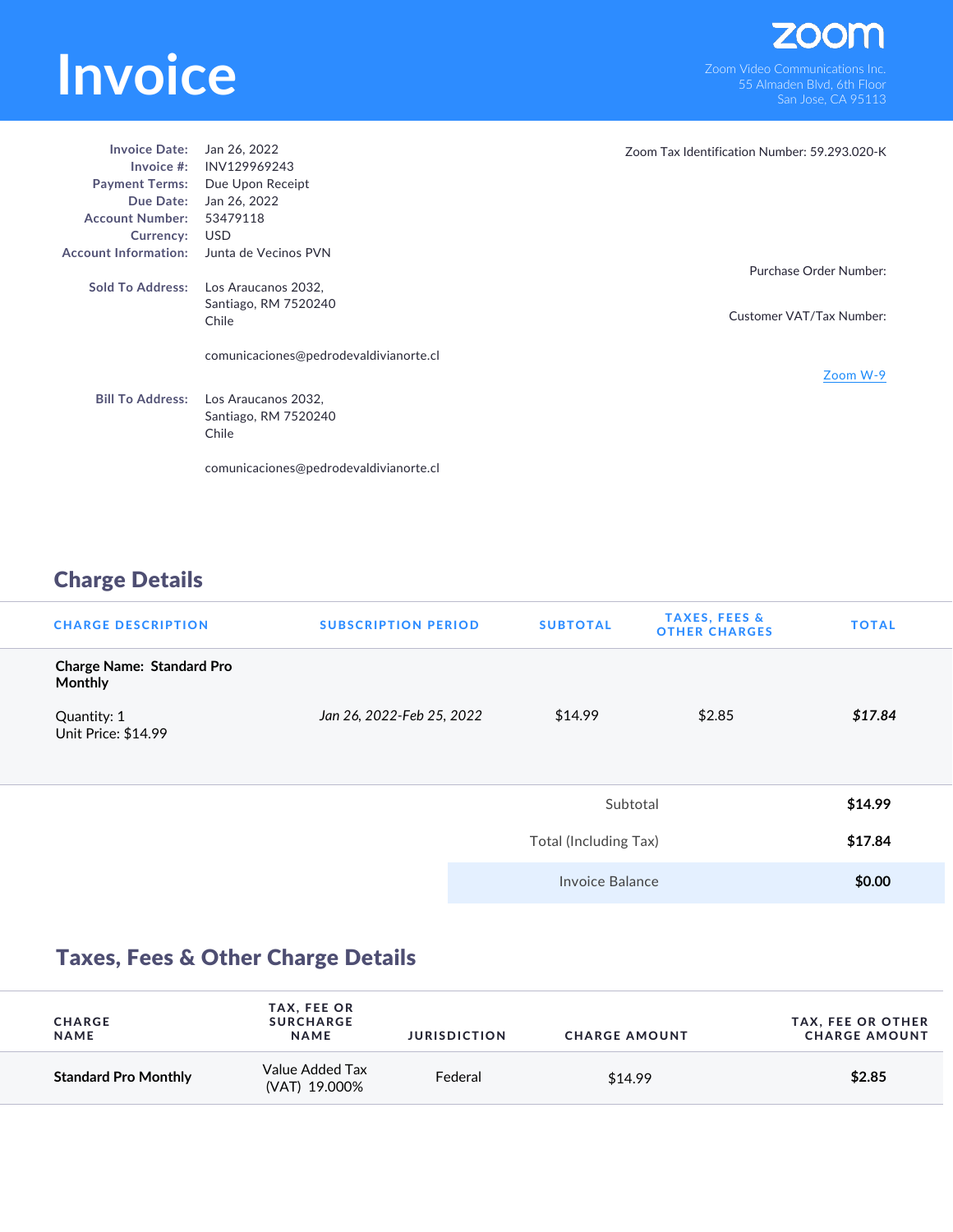# Invoice

zoom

Zoom Video Communications Inc.
55 Almaden Blvd, 6th Floor
San Jose, CA 95113

**Invoice Date:** Jan 26, 2022
**Invoice #:** INV129969243
**Payment Terms:** Due Upon Receipt
**Due Date:** Jan 26, 2022
**Account Number:** 53479118
**Currency:** USD
**Account Information:** Junta de Vecinos PVN

**Sold To Address:** Los Araucanos 2032,
Santiago, RM 7520240
Chile

comunicaciones@pedrodevaldivianorte.cl

**Bill To Address:** Los Araucanos 2032,
Santiago, RM 7520240
Chile

comunicaciones@pedrodevaldivianorte.cl

Zoom Tax Identification Number: 59.293.020-K

Purchase Order Number:

Customer VAT/Tax Number:

Zoom W-9

## Charge Details

| CHARGE DESCRIPTION | SUBSCRIPTION PERIOD | SUBTOTAL | TAXES, FEES & OTHER CHARGES | TOTAL |
|---|---|---|---|---|
| **Charge Name: Standard Pro Monthly**<br>Quantity: 1<br>Unit Price: $14.99 | *Jan 26, 2022-Feb 25, 2022* | $14.99 | $2.85 | ***$17.84*** |

| | |
|---|---|
| Subtotal | **$14.99** |
| Total (Including Tax) | **$17.84** |
| Invoice Balance | **$0.00** |

## Taxes, Fees & Other Charge Details

| CHARGE NAME | TAX, FEE OR SURCHARGE NAME | JURISDICTION | CHARGE AMOUNT | TAX, FEE OR OTHER CHARGE AMOUNT |
|---|---|---|---|---|
| **Standard Pro Monthly** | Value Added Tax (VAT) 19.000% | Federal | $14.99 | **$2.85** |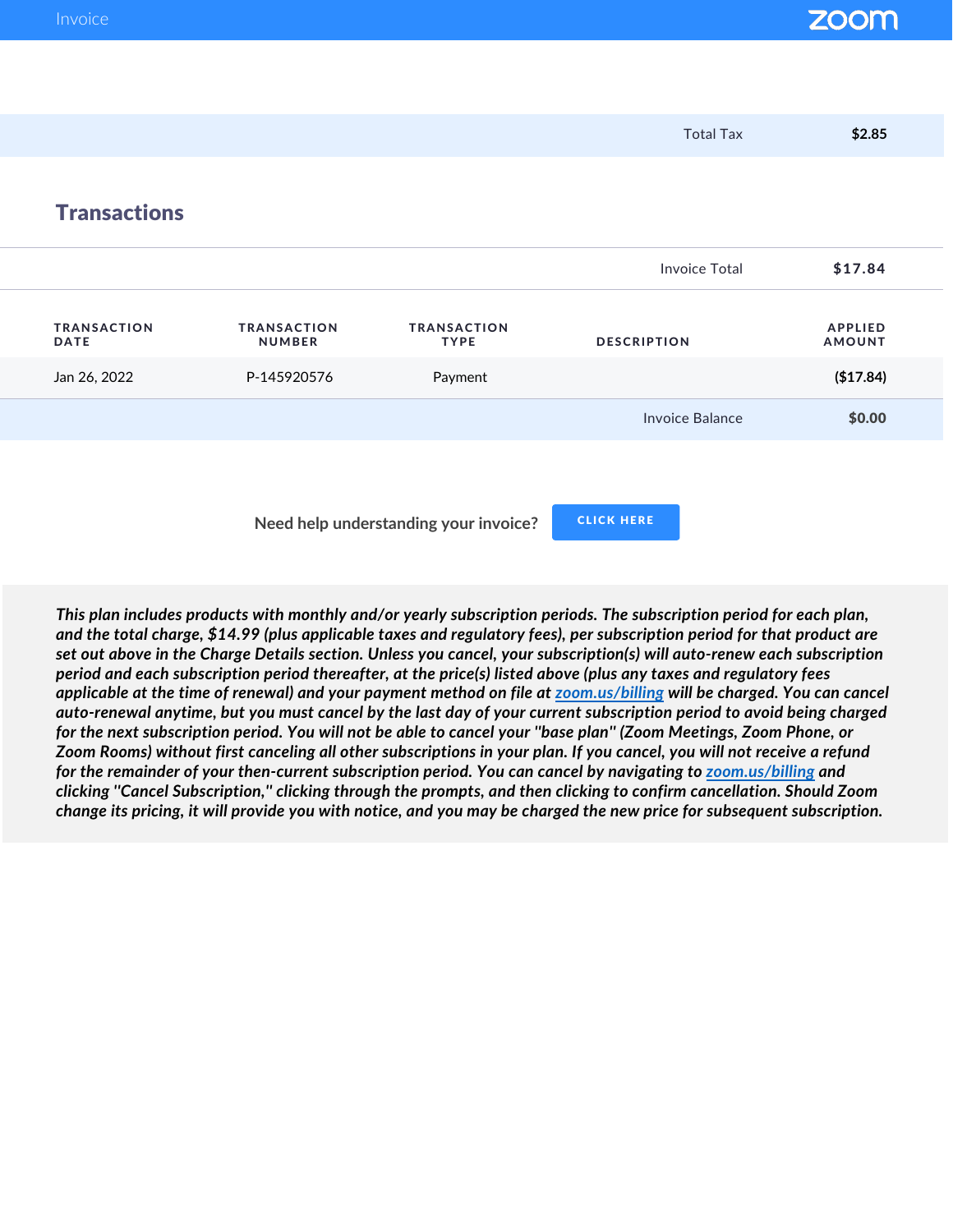Invoice

| | |
|---|---|
| Total Tax | **$2.85** |

## Transactions

| | |
|---|---|
| Invoice Total | **$17.84** |

| TRANSACTION DATE | TRANSACTION NUMBER | TRANSACTION TYPE | DESCRIPTION | APPLIED AMOUNT |
|---|---|---|---|---|
| Jan 26, 2022 | P-145920576 | Payment | | **($17.84)** |
| | | | Invoice Balance | **$0.00** |

Need help understanding your invoice? CLICK HERE

***This plan includes products with monthly and/or yearly subscription periods. The subscription period for each plan, and the total charge, $14.99 (plus applicable taxes and regulatory fees), per subscription period for that product are set out above in the Charge Details section. Unless you cancel, your subscription(s) will auto-renew each subscription period and each subscription period thereafter, at the price(s) listed above (plus any taxes and regulatory fees applicable at the time of renewal) and your payment method on file at [zoom.us/billing](zoom.us/billing) will be charged. You can cancel auto-renewal anytime, but you must cancel by the last day of your current subscription period to avoid being charged for the next subscription period. You will not be able to cancel your "base plan" (Zoom Meetings, Zoom Phone, or Zoom Rooms) without first canceling all other subscriptions in your plan. If you cancel, you will not receive a refund for the remainder of your then-current subscription period. You can cancel by navigating to [zoom.us/billing](zoom.us/billing) and clicking "Cancel Subscription," clicking through the prompts, and then clicking to confirm cancellation. Should Zoom change its pricing, it will provide you with notice, and you may be charged the new price for subsequent subscription.***